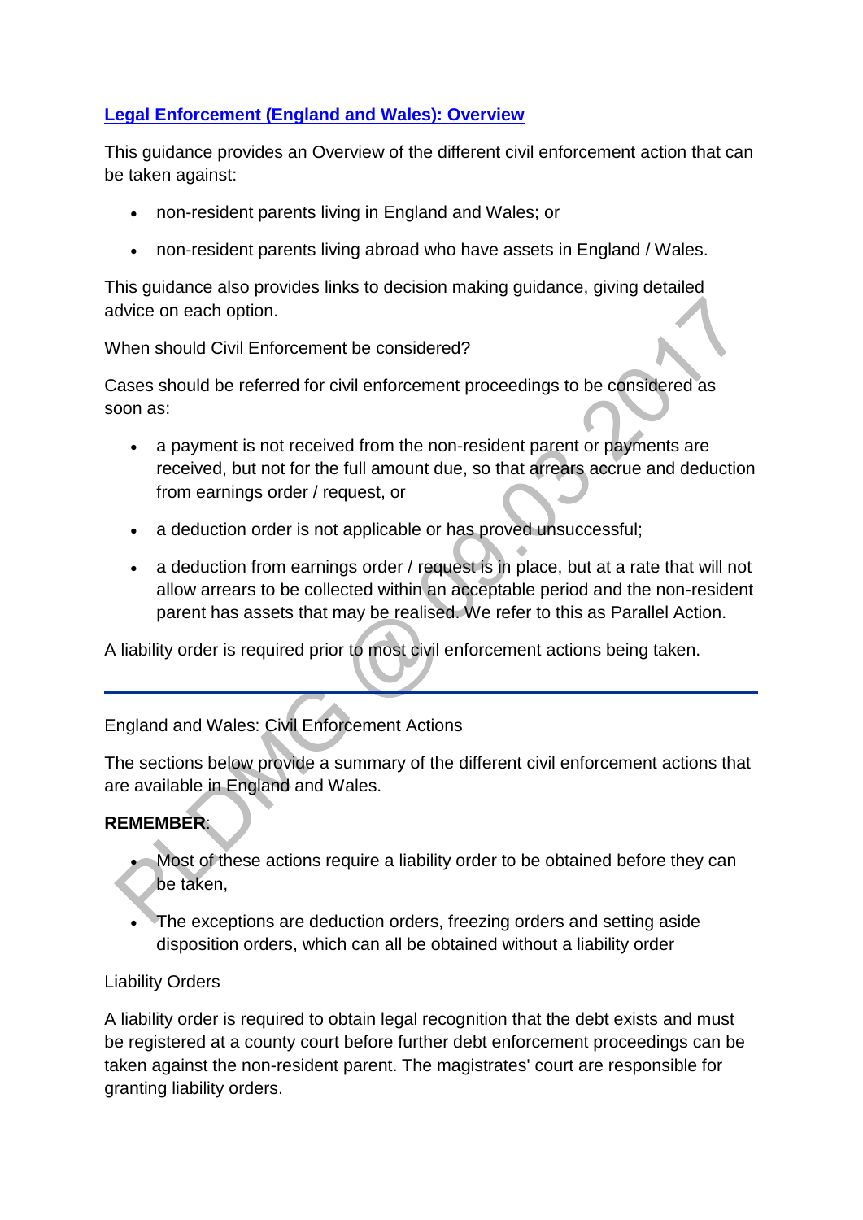## [Legal Enforcement (England and Wales): Overview]()

This guidance provides an Overview of the different civil enforcement action that can be taken against:

- non-resident parents living in England and Wales; or
- non-resident parents living abroad who have assets in England / Wales.

This guidance also provides links to decision making guidance, giving detailed advice on each option.

When should Civil Enforcement be considered?

Cases should be referred for civil enforcement proceedings to be considered as soon as:

- a payment is not received from the non-resident parent or payments are received, but not for the full amount due, so that arrears accrue and deduction from earnings order / request, or
- a deduction order is not applicable or has proved unsuccessful;
- a deduction from earnings order / request is in place, but at a rate that will not allow arrears to be collected within an acceptable period and the non-resident parent has assets that may be realised. We refer to this as Parallel Action.

A liability order is required prior to most civil enforcement actions being taken.

---

England and Wales: Civil Enforcement Actions

The sections below provide a summary of the different civil enforcement actions that are available in England and Wales.

**REMEMBER**:

- Most of these actions require a liability order to be obtained before they can be taken,
- The exceptions are deduction orders, freezing orders and setting aside disposition orders, which can all be obtained without a liability order

Liability Orders

A liability order is required to obtain legal recognition that the debt exists and must be registered at a county court before further debt enforcement proceedings can be taken against the non-resident parent. The magistrates' court are responsible for granting liability orders.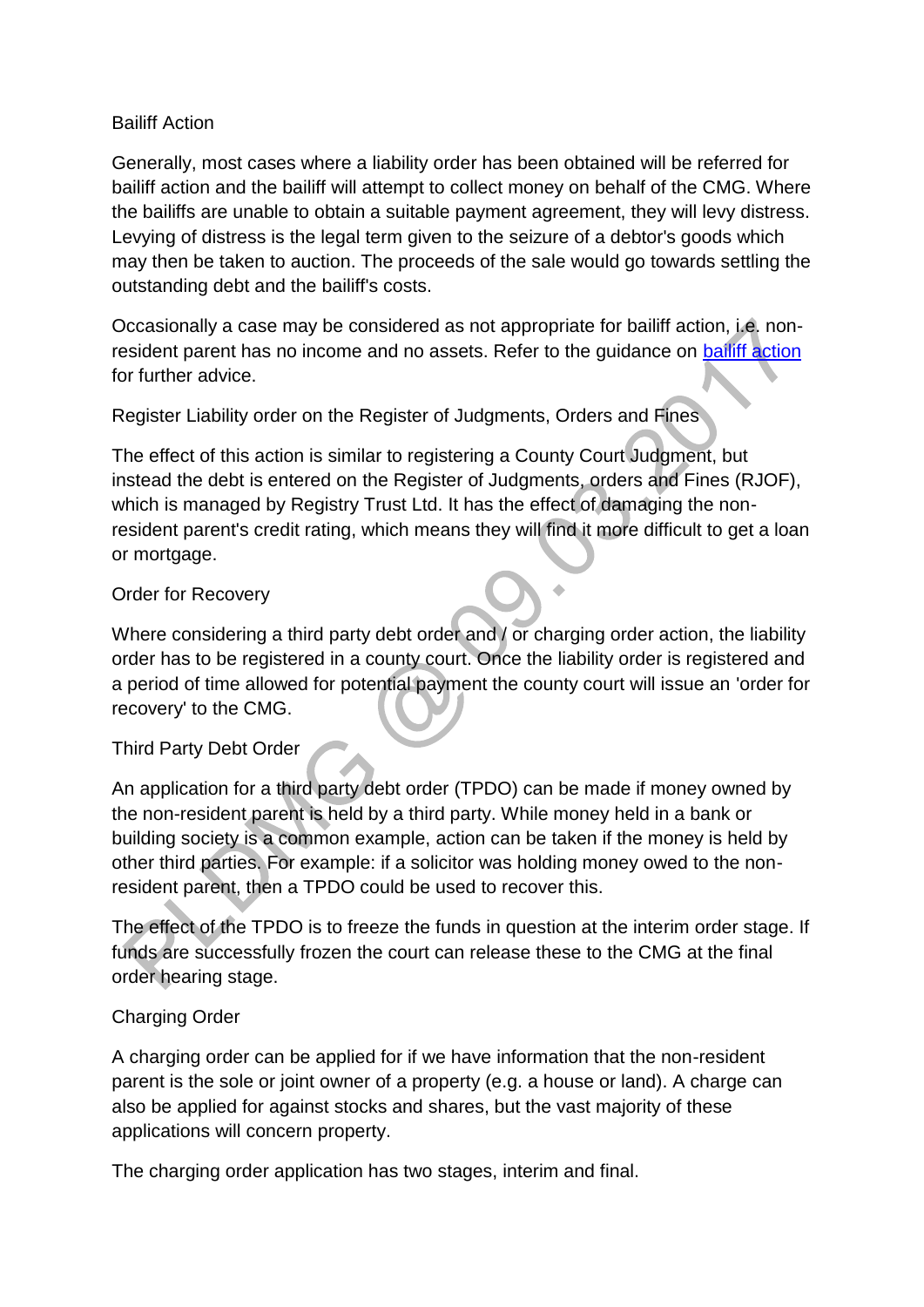Bailiff Action

Generally, most cases where a liability order has been obtained will be referred for bailiff action and the bailiff will attempt to collect money on behalf of the CMG. Where the bailiffs are unable to obtain a suitable payment agreement, they will levy distress. Levying of distress is the legal term given to the seizure of a debtor's goods which may then be taken to auction. The proceeds of the sale would go towards settling the outstanding debt and the bailiff's costs.

Occasionally a case may be considered as not appropriate for bailiff action, i.e. non-resident parent has no income and no assets. Refer to the guidance on [bailiff action](#) for further advice.

Register Liability order on the Register of Judgments, Orders and Fines

The effect of this action is similar to registering a County Court Judgment, but instead the debt is entered on the Register of Judgments, orders and Fines (RJOF), which is managed by Registry Trust Ltd. It has the effect of damaging the non-resident parent's credit rating, which means they will find it more difficult to get a loan or mortgage.

Order for Recovery

Where considering a third party debt order and / or charging order action, the liability order has to be registered in a county court. Once the liability order is registered and a period of time allowed for potential payment the county court will issue an 'order for recovery' to the CMG.

Third Party Debt Order

An application for a third party debt order (TPDO) can be made if money owned by the non-resident parent is held by a third party. While money held in a bank or building society is a common example, action can be taken if the money is held by other third parties. For example: if a solicitor was holding money owed to the non-resident parent, then a TPDO could be used to recover this.

The effect of the TPDO is to freeze the funds in question at the interim order stage. If funds are successfully frozen the court can release these to the CMG at the final order hearing stage.

Charging Order

A charging order can be applied for if we have information that the non-resident parent is the sole or joint owner of a property (e.g. a house or land). A charge can also be applied for against stocks and shares, but the vast majority of these applications will concern property.

The charging order application has two stages, interim and final.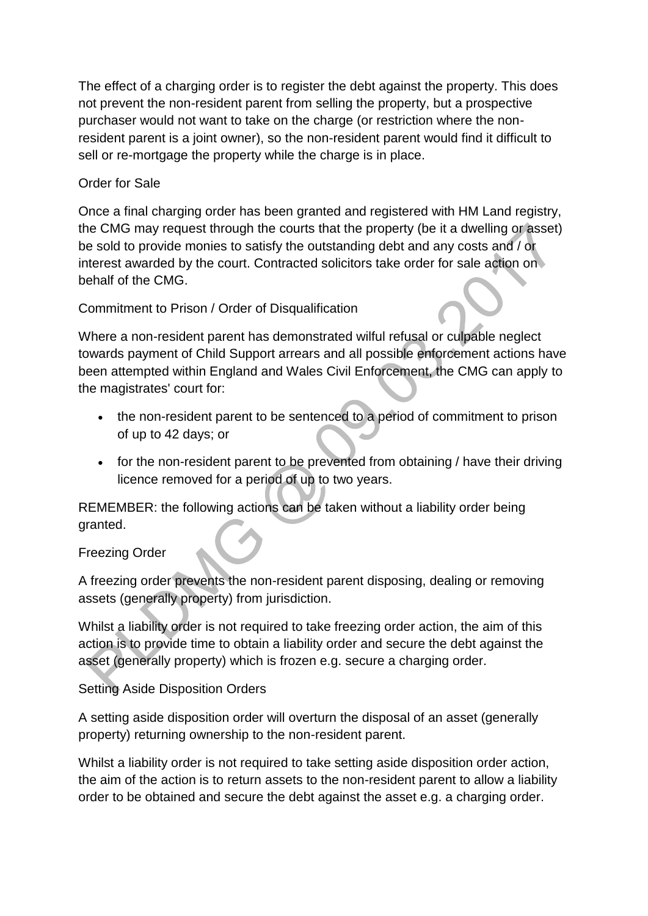The effect of a charging order is to register the debt against the property. This does not prevent the non-resident parent from selling the property, but a prospective purchaser would not want to take on the charge (or restriction where the non-resident parent is a joint owner), so the non-resident parent would find it difficult to sell or re-mortgage the property while the charge is in place.

## Order for Sale

Once a final charging order has been granted and registered with HM Land registry, the CMG may request through the courts that the property (be it a dwelling or asset) be sold to provide monies to satisfy the outstanding debt and any costs and / or interest awarded by the court. Contracted solicitors take order for sale action on behalf of the CMG.

## Commitment to Prison / Order of Disqualification

Where a non-resident parent has demonstrated wilful refusal or culpable neglect towards payment of Child Support arrears and all possible enforcement actions have been attempted within England and Wales Civil Enforcement, the CMG can apply to the magistrates' court for:

- the non-resident parent to be sentenced to a period of commitment to prison of up to 42 days; or
- for the non-resident parent to be prevented from obtaining / have their driving licence removed for a period of up to two years.

REMEMBER: the following actions can be taken without a liability order being granted.

## Freezing Order

A freezing order prevents the non-resident parent disposing, dealing or removing assets (generally property) from jurisdiction.

Whilst a liability order is not required to take freezing order action, the aim of this action is to provide time to obtain a liability order and secure the debt against the asset (generally property) which is frozen e.g. secure a charging order.

## Setting Aside Disposition Orders

A setting aside disposition order will overturn the disposal of an asset (generally property) returning ownership to the non-resident parent.

Whilst a liability order is not required to take setting aside disposition order action, the aim of the action is to return assets to the non-resident parent to allow a liability order to be obtained and secure the debt against the asset e.g. a charging order.